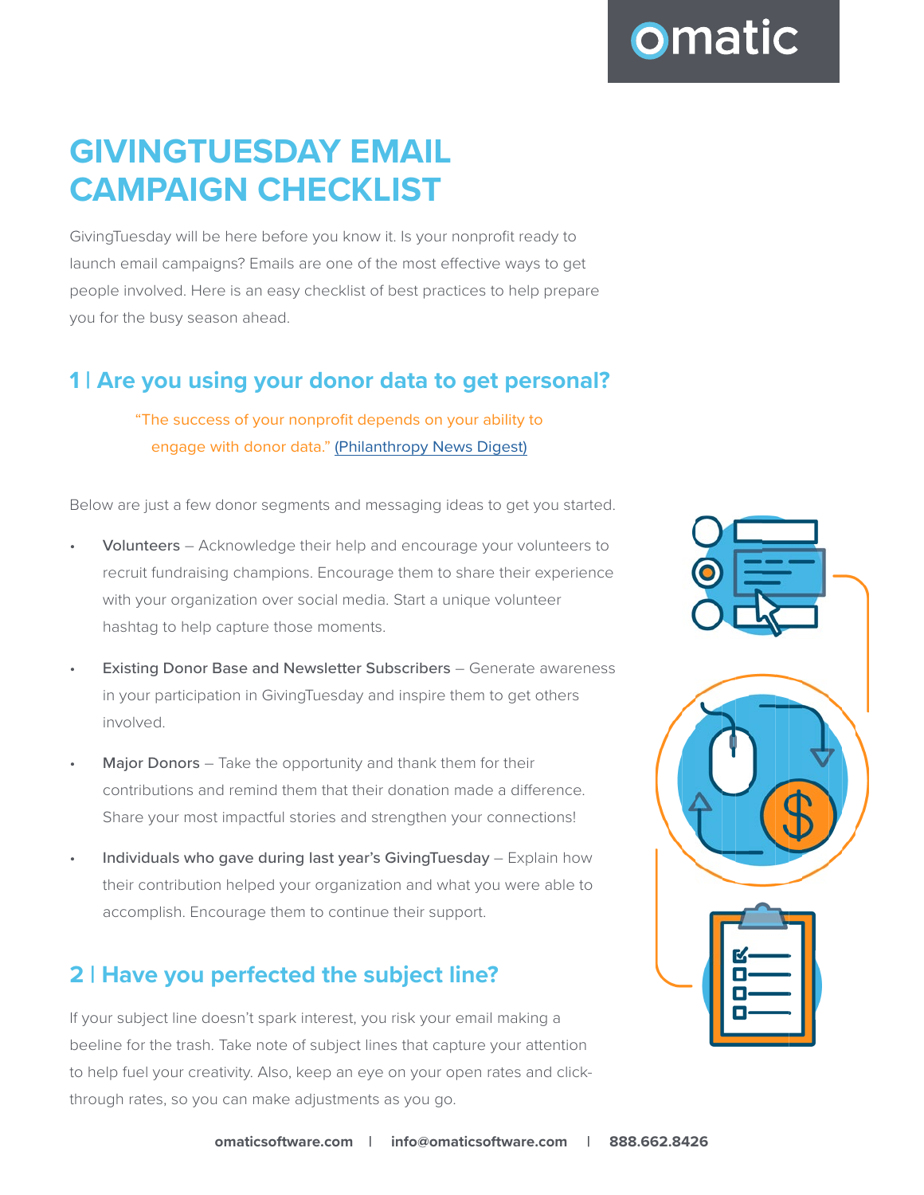# GIVINGTUESDAY EMAIL CAMPAIGN CHECKLIST

GivingTuesday will be here before you know it. Is your nonprofit ready to launch email campaigns? Emails are one of the most effective ways to get people involved. Here is an easy checklist of best practices to help prepare you for the busy season ahead.

## 1 | Are you using your donor data to get personal?

> "The success of your nonprofit depends on your ability to engage with donor data." (Philanthropy News Digest)

Below are just a few donor segments and messaging ideas to get you started.

- Volunteers – Acknowledge their help and encourage your volunteers to recruit fundraising champions. Encourage them to share their experience with your organization over social media. Start a unique volunteer hashtag to help capture those moments.
- Existing Donor Base and Newsletter Subscribers – Generate awareness in your participation in GivingTuesday and inspire them to get others involved.
- Major Donors – Take the opportunity and thank them for their contributions and remind them that their donation made a difference. Share your most impactful stories and strengthen your connections!
- Individuals who gave during last year's GivingTuesday – Explain how their contribution helped your organization and what you were able to accomplish. Encourage them to continue their support.

## 2 | Have you perfected the subject line?

If your subject line doesn't spark interest, you risk your email making a beeline for the trash. Take note of subject lines that capture your attention to help fuel your creativity. Also, keep an eye on your open rates and click-through rates, so you can make adjustments as you go.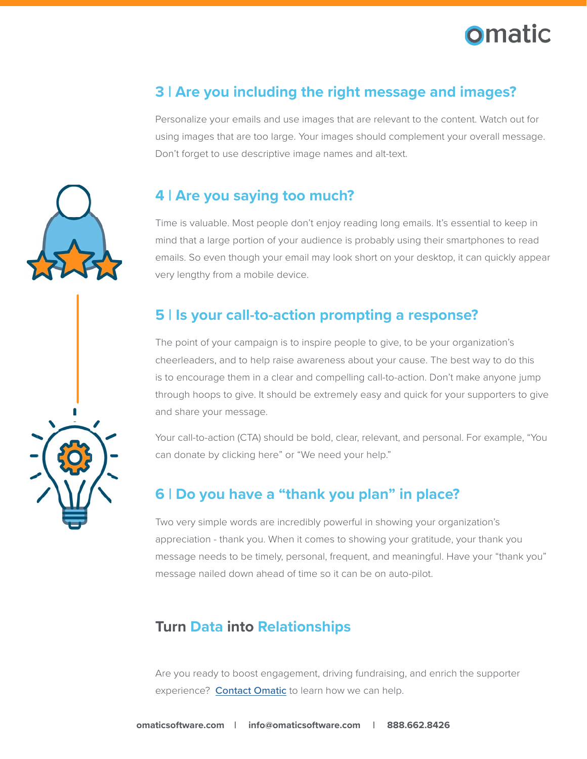## 3 | Are you including the right message and images?

Personalize your emails and use images that are relevant to the content. Watch out for using images that are too large. Your images should complement your overall message. Don't forget to use descriptive image names and alt-text.

## 4 | Are you saying too much?

Time is valuable. Most people don't enjoy reading long emails. It's essential to keep in mind that a large portion of your audience is probably using their smartphones to read emails. So even though your email may look short on your desktop, it can quickly appear very lengthy from a mobile device.

## 5 | Is your call-to-action prompting a response?

The point of your campaign is to inspire people to give, to be your organization's cheerleaders, and to help raise awareness about your cause. The best way to do this is to encourage them in a clear and compelling call-to-action. Don't make anyone jump through hoops to give. It should be extremely easy and quick for your supporters to give and share your message.

Your call-to-action (CTA) should be bold, clear, relevant, and personal. For example, "You can donate by clicking here" or "We need your help."

## 6 | Do you have a "thank you plan" in place?

Two very simple words are incredibly powerful in showing your organization's appreciation - thank you. When it comes to showing your gratitude, your thank you message needs to be timely, personal, frequent, and meaningful. Have your "thank you" message nailed down ahead of time so it can be on auto-pilot.

## Turn Data into Relationships

Are you ready to boost engagement, driving fundraising, and enrich the supporter experience? Contact Omatic to learn how we can help.

**omaticsoftware.com | info@omaticsoftware.com | 888.662.8426**